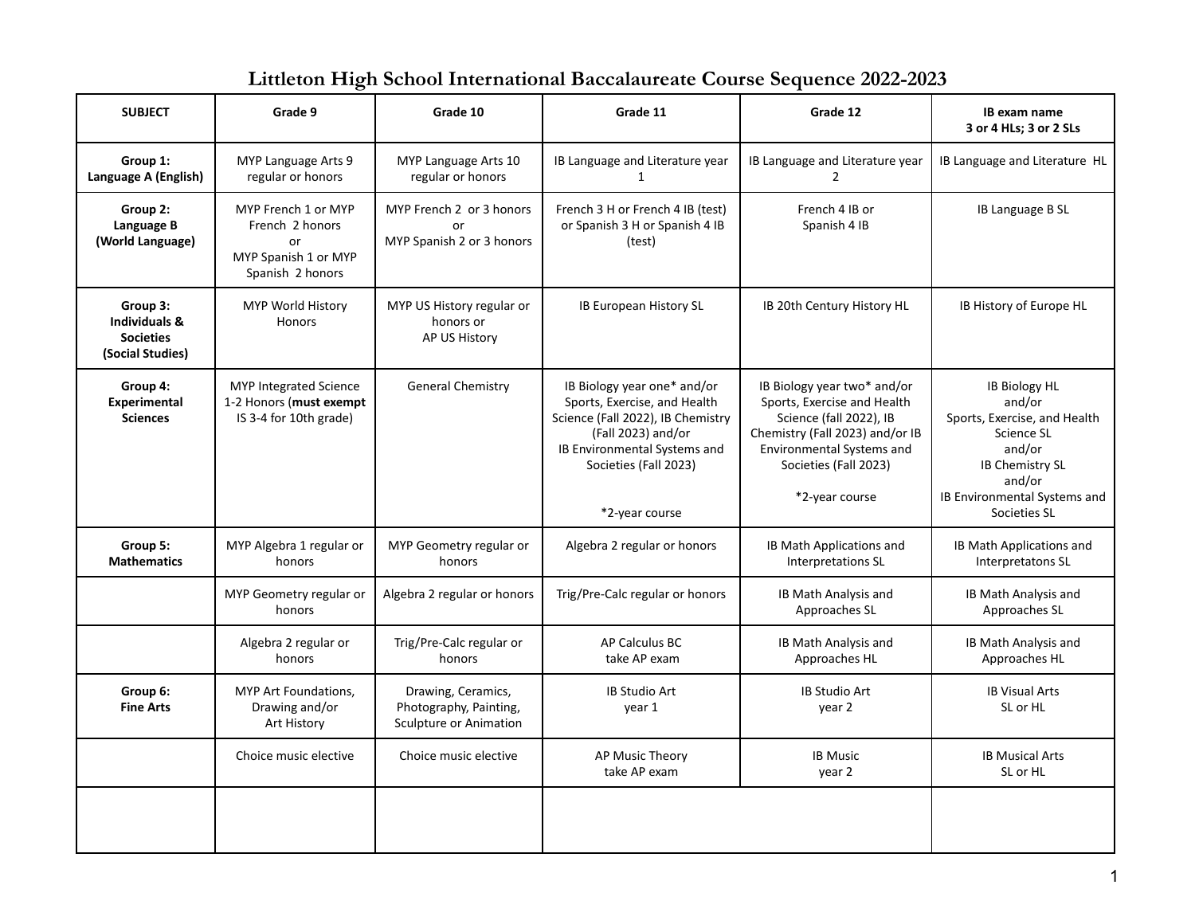# Littleton High School International Baccalaureate Course Sequence 2022-2023

| SUBJECT | Grade 9 | Grade 10 | Grade 11 | Grade 12 | IB exam name<br>3 or 4 HLs; 3 or 2 SLs |
|---|---|---|---|---|---|
| **Group 1:<br>Language A (English)** | MYP Language Arts 9 regular or honors | MYP Language Arts 10 regular or honors | IB Language and Literature year 1 | IB Language and Literature year 2 | IB Language and Literature HL |
| **Group 2:<br>Language B<br>(World Language)** | MYP French 1 or MYP French 2 honors<br>or<br>MYP Spanish 1 or MYP Spanish 2 honors | MYP French 2 or 3 honors<br>or<br>MYP Spanish 2 or 3 honors | French 3 H or French 4 IB (test) or Spanish 3 H or Spanish 4 IB (test) | French 4 IB or<br>Spanish 4 IB | IB Language B SL |
| **Group 3:<br>Individuals & Societies<br>(Social Studies)** | MYP World History Honors | MYP US History regular or honors or<br>AP US History | IB European History SL | IB 20th Century History HL | IB History of Europe HL |
| **Group 4:<br>Experimental Sciences** | MYP Integrated Science 1-2 Honors (**must exempt** IS 3-4 for 10th grade) | General Chemistry | IB Biology year one* and/or Sports, Exercise, and Health Science (Fall 2022), IB Chemistry (Fall 2023) and/or<br>IB Environmental Systems and Societies (Fall 2023)<br><br>*2-year course | IB Biology year two* and/or Sports, Exercise and Health Science (fall 2022), IB Chemistry (Fall 2023) and/or IB Environmental Systems and Societies (Fall 2023)<br><br>*2-year course | IB Biology HL<br>and/or<br>Sports, Exercise, and Health Science SL<br>and/or<br>IB Chemistry SL<br>and/or<br>IB Environmental Systems and Societies SL |
| **Group 5:<br>Mathematics** | MYP Algebra 1 regular or honors | MYP Geometry regular or honors | Algebra 2 regular or honors | IB Math Applications and Interpretations SL | IB Math Applications and Interpretatons SL |
| | MYP Geometry regular or honors | Algebra 2 regular or honors | Trig/Pre-Calc regular or honors | IB Math Analysis and Approaches SL | IB Math Analysis and Approaches SL |
| | Algebra 2 regular or honors | Trig/Pre-Calc regular or honors | AP Calculus BC<br>take AP exam | IB Math Analysis and Approaches HL | IB Math Analysis and Approaches HL |
| **Group 6:<br>Fine Arts** | MYP Art Foundations, Drawing and/or<br>Art History | Drawing, Ceramics, Photography, Painting, Sculpture or Animation | IB Studio Art<br>year 1 | IB Studio Art<br>year 2 | IB Visual Arts<br>SL or HL |
| | Choice music elective | Choice music elective | AP Music Theory<br>take AP exam | IB Music<br>year 2 | IB Musical Arts<br>SL or HL |
| | | | | | |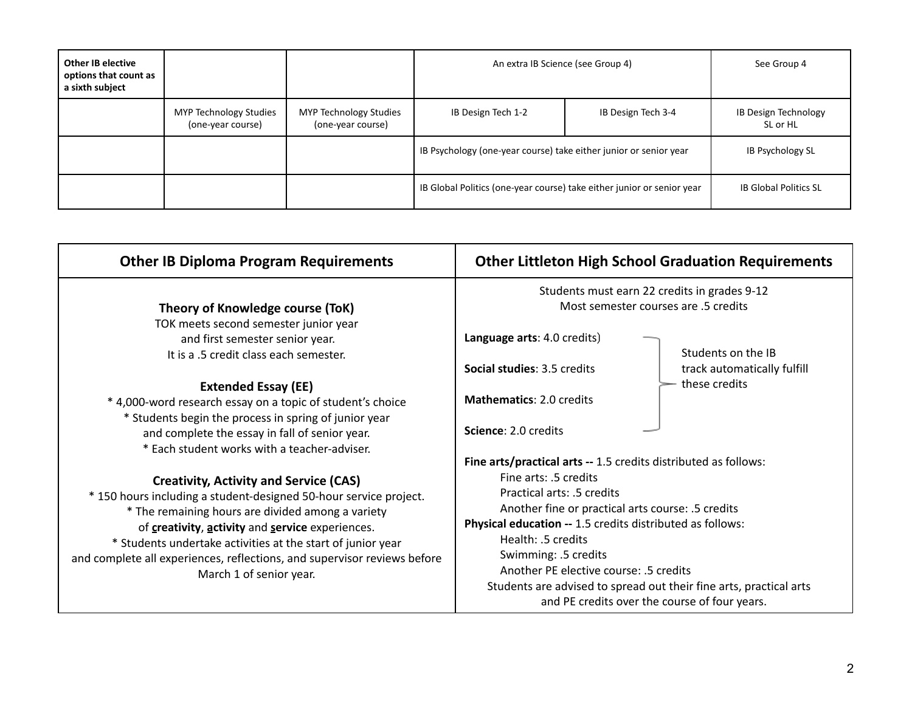| | | | | | |
|---|---|---|---|---|---|
| **Other IB elective options that count as a sixth subject** | | | An extra IB Science (see Group 4) | | See Group 4 |
| | MYP Technology Studies (one-year course) | MYP Technology Studies (one-year course) | IB Design Tech 1-2 | IB Design Tech 3-4 | IB Design Technology SL or HL |
| | | | IB Psychology (one-year course) take either junior or senior year | | IB Psychology SL |
| | | | IB Global Politics (one-year course) take either junior or senior year | | IB Global Politics SL |

## Other IB Diploma Program Requirements

### Theory of Knowledge course (ToK)

TOK meets second semester junior year and first semester senior year.
It is a .5 credit class each semester.

### Extended Essay (EE)

* 4,000-word research essay on a topic of student's choice
* Students begin the process in spring of junior year and complete the essay in fall of senior year.
* Each student works with a teacher-adviser.

### Creativity, Activity and Service (CAS)

* 150 hours including a student-designed 50-hour service project.
* The remaining hours are divided among a variety of **creativity**, **activity** and **service** experiences.
* Students undertake activities at the start of junior year and complete all experiences, reflections, and supervisor reviews before March 1 of senior year.

## Other Littleton High School Graduation Requirements

Students must earn 22 credits in grades 9-12
Most semester courses are .5 credits

**Language arts**: 4.0 credits)

**Social studies**: 3.5 credits

**Mathematics**: 2.0 credits

**Science**: 2.0 credits

Students on the IB track automatically fulfill these credits

**Fine arts/practical arts --** 1.5 credits distributed as follows:
- Fine arts: .5 credits
- Practical arts: .5 credits
- Another fine or practical arts course: .5 credits

**Physical education --** 1.5 credits distributed as follows:
- Health: .5 credits
- Swimming: .5 credits
- Another PE elective course: .5 credits

Students are advised to spread out their fine arts, practical arts and PE credits over the course of four years.